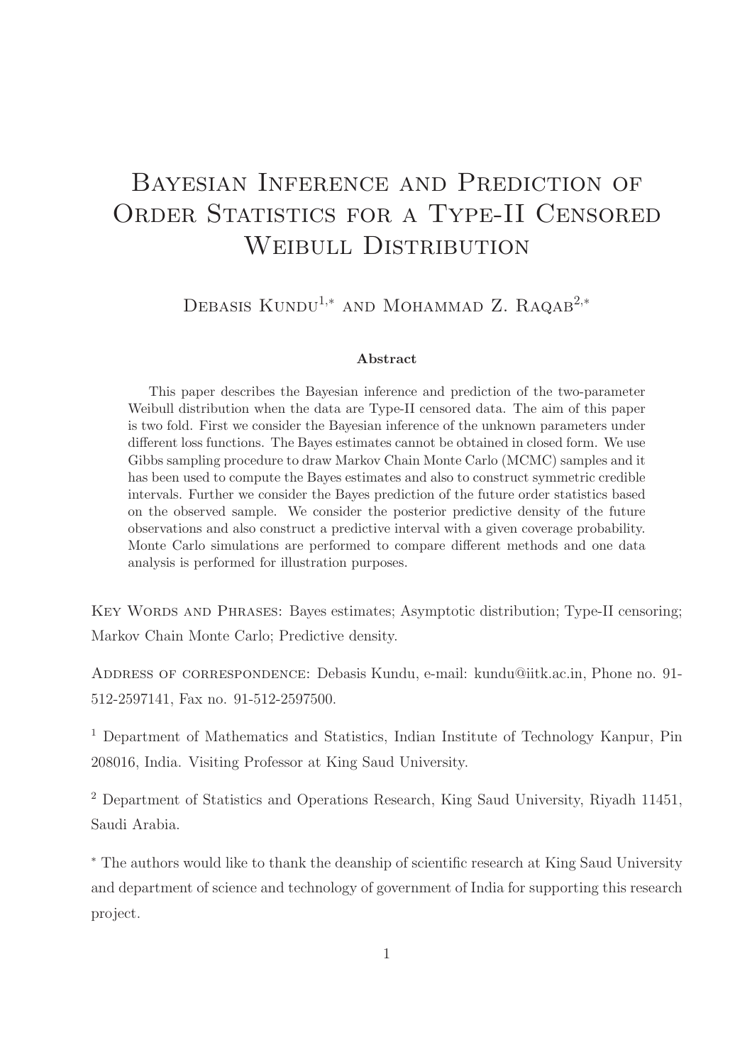# Bayesian Inference and Prediction of Order Statistics for a Type-II Censored Weibull Distribution

Debasis Kundu[1,*] and Mohammad Z. Raqab[2,*]

### Abstract

This paper describes the Bayesian inference and prediction of the two-parameter Weibull distribution when the data are Type-II censored data. The aim of this paper is two fold. First we consider the Bayesian inference of the unknown parameters under different loss functions. The Bayes estimates cannot be obtained in closed form. We use Gibbs sampling procedure to draw Markov Chain Monte Carlo (MCMC) samples and it has been used to compute the Bayes estimates and also to construct symmetric credible intervals. Further we consider the Bayes prediction of the future order statistics based on the observed sample. We consider the posterior predictive density of the future observations and also construct a predictive interval with a given coverage probability. Monte Carlo simulations are performed to compare different methods and one data analysis is performed for illustration purposes.

Key Words and Phrases: Bayes estimates; Asymptotic distribution; Type-II censoring; Markov Chain Monte Carlo; Predictive density.

Address of correspondence: Debasis Kundu, e-mail: kundu@iitk.ac.in, Phone no. 91-512-2597141, Fax no. 91-512-2597500.

[1] Department of Mathematics and Statistics, Indian Institute of Technology Kanpur, Pin 208016, India. Visiting Professor at King Saud University.

[2] Department of Statistics and Operations Research, King Saud University, Riyadh 11451, Saudi Arabia.

[*] The authors would like to thank the deanship of scientific research at King Saud University and department of science and technology of government of India for supporting this research project.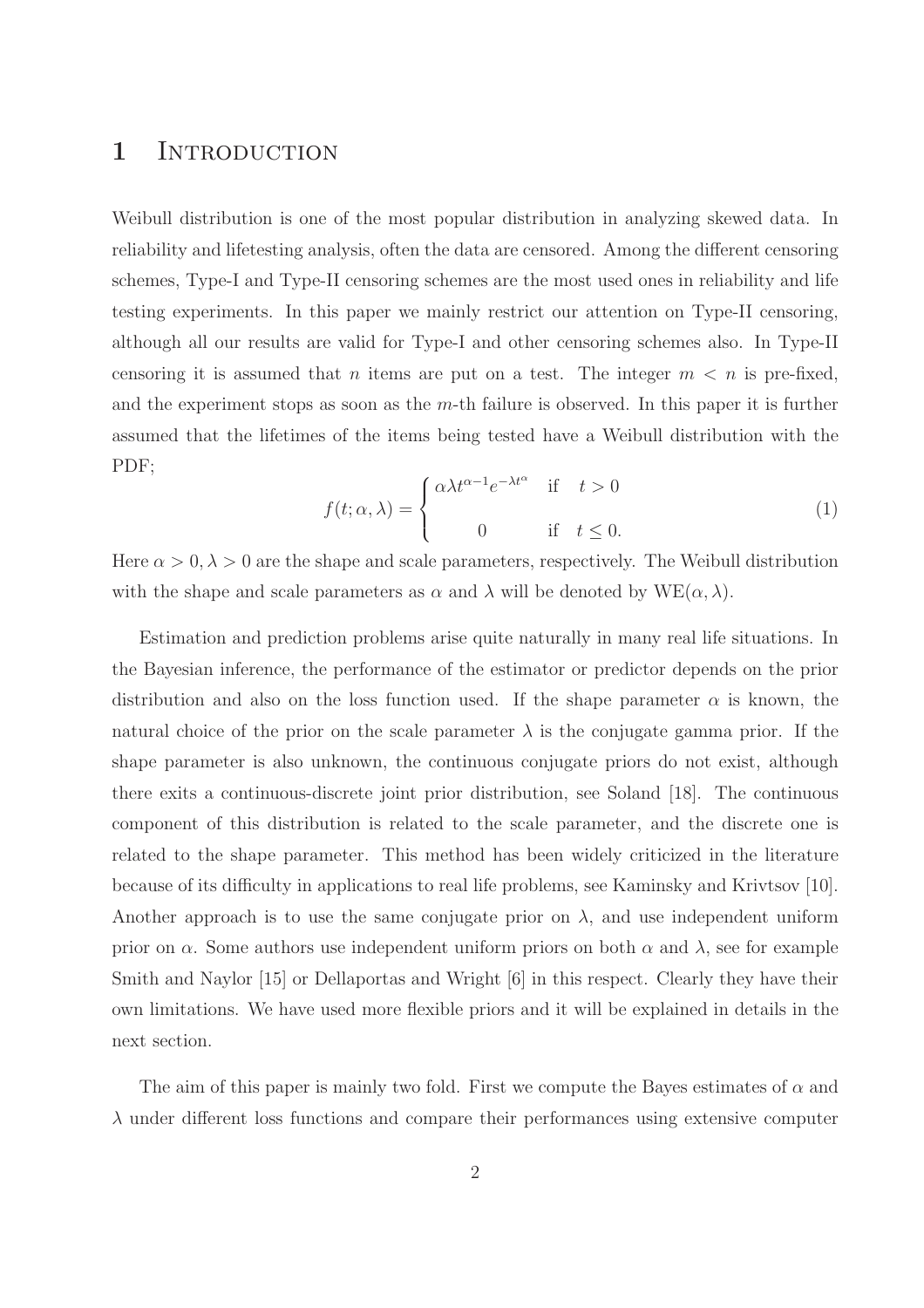# 1 Introduction

Weibull distribution is one of the most popular distribution in analyzing skewed data. In reliability and lifetesting analysis, often the data are censored. Among the different censoring schemes, Type-I and Type-II censoring schemes are the most used ones in reliability and life testing experiments. In this paper we mainly restrict our attention on Type-II censoring, although all our results are valid for Type-I and other censoring schemes also. In Type-II censoring it is assumed that $n$ items are put on a test. The integer $m < n$ is pre-fixed, and the experiment stops as soon as the $m$-th failure is observed. In this paper it is further assumed that the lifetimes of the items being tested have a Weibull distribution with the PDF;

$$f(t; \alpha, \lambda) = \begin{cases} \alpha \lambda t^{\alpha-1} e^{-\lambda t^{\alpha}} & \text{if} \quad t > 0 \\ \\ 0 & \text{if} \quad t \leq 0. \end{cases} \tag{1}$$

Here $\alpha > 0, \lambda > 0$ are the shape and scale parameters, respectively. The Weibull distribution with the shape and scale parameters as $\alpha$ and $\lambda$ will be denoted by $\text{WE}(\alpha, \lambda)$.

Estimation and prediction problems arise quite naturally in many real life situations. In the Bayesian inference, the performance of the estimator or predictor depends on the prior distribution and also on the loss function used. If the shape parameter $\alpha$ is known, the natural choice of the prior on the scale parameter $\lambda$ is the conjugate gamma prior. If the shape parameter is also unknown, the continuous conjugate priors do not exist, although there exits a continuous-discrete joint prior distribution, see Soland [18]. The continuous component of this distribution is related to the scale parameter, and the discrete one is related to the shape parameter. This method has been widely criticized in the literature because of its difficulty in applications to real life problems, see Kaminsky and Krivtsov [10]. Another approach is to use the same conjugate prior on $\lambda$, and use independent uniform prior on $\alpha$. Some authors use independent uniform priors on both $\alpha$ and $\lambda$, see for example Smith and Naylor [15] or Dellaportas and Wright [6] in this respect. Clearly they have their own limitations. We have used more flexible priors and it will be explained in details in the next section.

The aim of this paper is mainly two fold. First we compute the Bayes estimates of $\alpha$ and $\lambda$ under different loss functions and compare their performances using extensive computer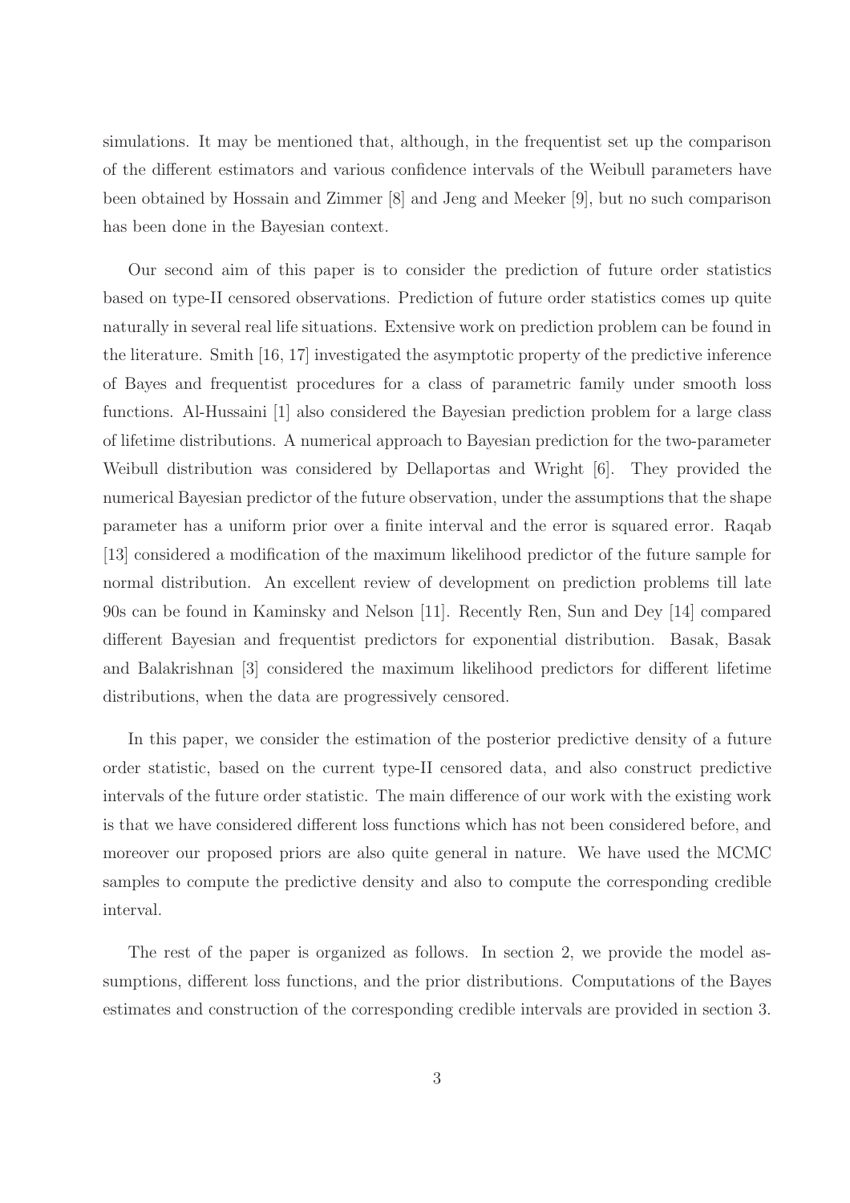simulations. It may be mentioned that, although, in the frequentist set up the comparison of the different estimators and various confidence intervals of the Weibull parameters have been obtained by Hossain and Zimmer [8] and Jeng and Meeker [9], but no such comparison has been done in the Bayesian context.

Our second aim of this paper is to consider the prediction of future order statistics based on type-II censored observations. Prediction of future order statistics comes up quite naturally in several real life situations. Extensive work on prediction problem can be found in the literature. Smith [16, 17] investigated the asymptotic property of the predictive inference of Bayes and frequentist procedures for a class of parametric family under smooth loss functions. Al-Hussaini [1] also considered the Bayesian prediction problem for a large class of lifetime distributions. A numerical approach to Bayesian prediction for the two-parameter Weibull distribution was considered by Dellaportas and Wright [6]. They provided the numerical Bayesian predictor of the future observation, under the assumptions that the shape parameter has a uniform prior over a finite interval and the error is squared error. Raqab [13] considered a modification of the maximum likelihood predictor of the future sample for normal distribution. An excellent review of development on prediction problems till late 90s can be found in Kaminsky and Nelson [11]. Recently Ren, Sun and Dey [14] compared different Bayesian and frequentist predictors for exponential distribution. Basak, Basak and Balakrishnan [3] considered the maximum likelihood predictors for different lifetime distributions, when the data are progressively censored.

In this paper, we consider the estimation of the posterior predictive density of a future order statistic, based on the current type-II censored data, and also construct predictive intervals of the future order statistic. The main difference of our work with the existing work is that we have considered different loss functions which has not been considered before, and moreover our proposed priors are also quite general in nature. We have used the MCMC samples to compute the predictive density and also to compute the corresponding credible interval.

The rest of the paper is organized as follows. In section 2, we provide the model assumptions, different loss functions, and the prior distributions. Computations of the Bayes estimates and construction of the corresponding credible intervals are provided in section 3.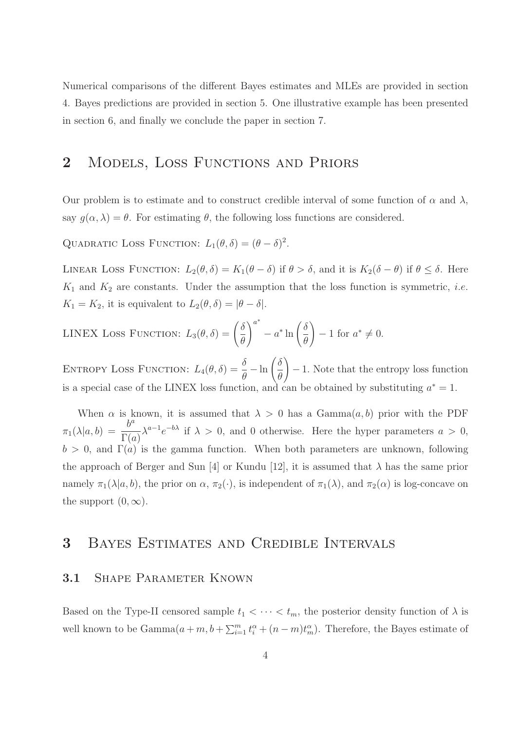Numerical comparisons of the different Bayes estimates and MLEs are provided in section 4. Bayes predictions are provided in section 5. One illustrative example has been presented in section 6, and finally we conclude the paper in section 7.

# 2 Models, Loss Functions and Priors

Our problem is to estimate and to construct credible interval of some function of $\alpha$ and $\lambda$, say $g(\alpha, \lambda) = \theta$. For estimating $\theta$, the following loss functions are considered.

Quadratic Loss Function: $L_1(\theta, \delta) = (\theta - \delta)^2$.

Linear Loss Function: $L_2(\theta, \delta) = K_1(\theta - \delta)$ if $\theta > \delta$, and it is $K_2(\delta - \theta)$ if $\theta \leq \delta$. Here $K_1$ and $K_2$ are constants. Under the assumption that the loss function is symmetric, *i.e.* $K_1 = K_2$, it is equivalent to $L_2(\theta, \delta) = |\theta - \delta|$.

LINEX Loss Function: $L_3(\theta, \delta) = \left(\frac{\delta}{\theta}\right)^{a^*} - a^* \ln\left(\frac{\delta}{\theta}\right) - 1$ for $a^* \neq 0$.

Entropy Loss Function: $L_4(\theta, \delta) = \frac{\delta}{\theta} - \ln\left(\frac{\delta}{\theta}\right) - 1$. Note that the entropy loss function is a special case of the LINEX loss function, and can be obtained by substituting $a^* = 1$.

When $\alpha$ is known, it is assumed that $\lambda > 0$ has a Gamma$(a, b)$ prior with the PDF $\pi_1(\lambda|a, b) = \frac{b^a}{\Gamma(a)} \lambda^{a-1} e^{-b\lambda}$ if $\lambda > 0$, and 0 otherwise. Here the hyper parameters $a > 0$, $b > 0$, and $\Gamma(a)$ is the gamma function. When both parameters are unknown, following the approach of Berger and Sun [4] or Kundu [12], it is assumed that $\lambda$ has the same prior namely $\pi_1(\lambda|a, b)$, the prior on $\alpha$, $\pi_2(\cdot)$, is independent of $\pi_1(\lambda)$, and $\pi_2(\alpha)$ is log-concave on the support $(0, \infty)$.

# 3 Bayes Estimates and Credible Intervals

## 3.1 Shape Parameter Known

Based on the Type-II censored sample $t_1 < \cdots < t_m$, the posterior density function of $\lambda$ is well known to be Gamma$(a + m, b + \sum_{i=1}^{m} t_i^\alpha + (n - m)t_m^\alpha)$. Therefore, the Bayes estimate of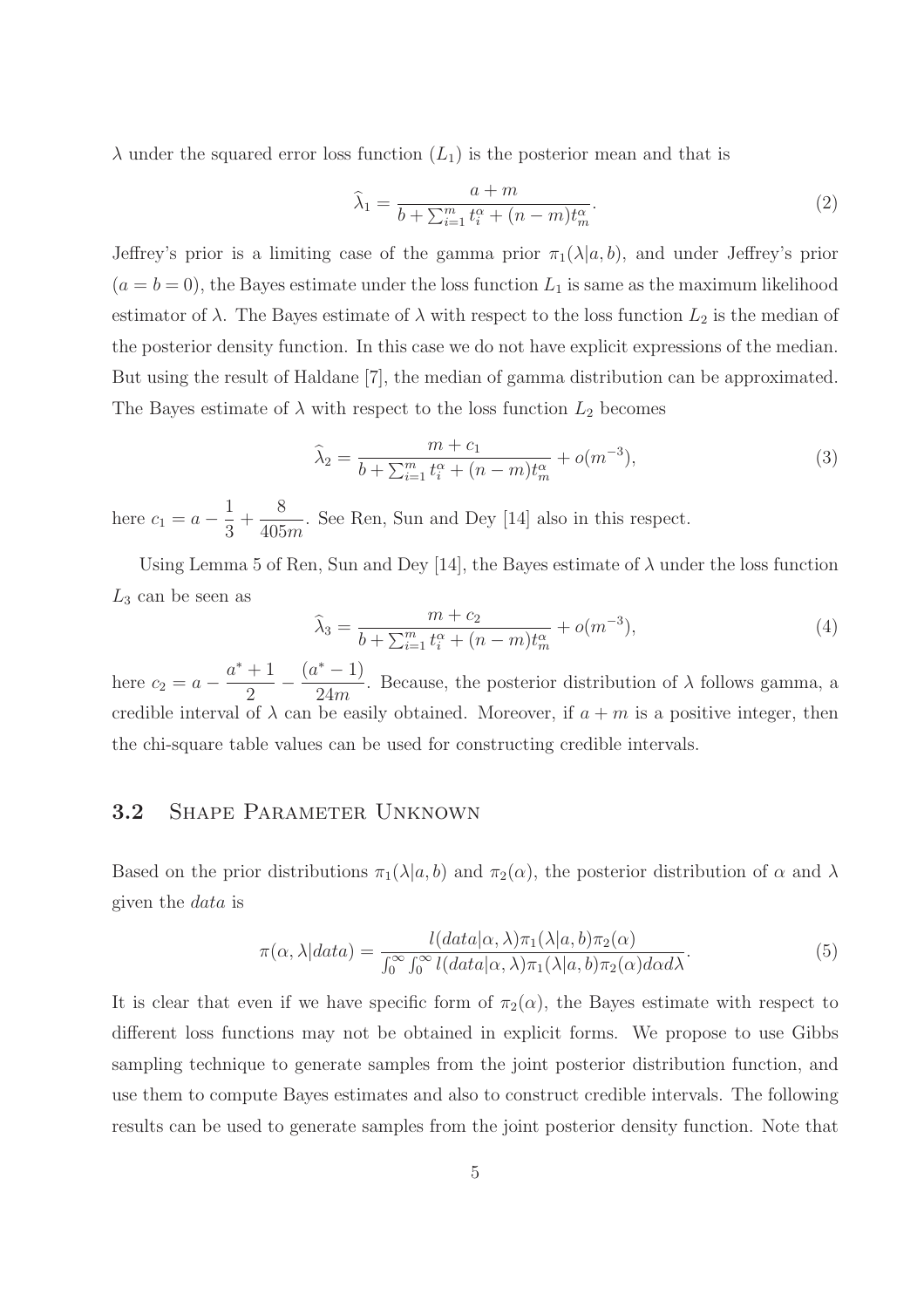$\lambda$ under the squared error loss function ($L_1$) is the posterior mean and that is

$$\widehat{\lambda}_1 = \frac{a+m}{b + \sum_{i=1}^{m} t_i^{\alpha} + (n-m)t_m^{\alpha}}. \tag{2}$$

Jeffrey's prior is a limiting case of the gamma prior $\pi_1(\lambda|a,b)$, and under Jeffrey's prior ($a = b = 0$), the Bayes estimate under the loss function $L_1$ is same as the maximum likelihood estimator of $\lambda$. The Bayes estimate of $\lambda$ with respect to the loss function $L_2$ is the median of the posterior density function. In this case we do not have explicit expressions of the median. But using the result of Haldane [7], the median of gamma distribution can be approximated. The Bayes estimate of $\lambda$ with respect to the loss function $L_2$ becomes

$$\widehat{\lambda}_2 = \frac{m + c_1}{b + \sum_{i=1}^{m} t_i^{\alpha} + (n-m)t_m^{\alpha}} + o(m^{-3}), \tag{3}$$

here $c_1 = a - \dfrac{1}{3} + \dfrac{8}{405m}$. See Ren, Sun and Dey [14] also in this respect.

Using Lemma 5 of Ren, Sun and Dey [14], the Bayes estimate of $\lambda$ under the loss function $L_3$ can be seen as

$$\widehat{\lambda}_3 = \frac{m + c_2}{b + \sum_{i=1}^{m} t_i^{\alpha} + (n-m)t_m^{\alpha}} + o(m^{-3}), \tag{4}$$

here $c_2 = a - \dfrac{a^* + 1}{2} - \dfrac{(a^* - 1)}{24m}$. Because, the posterior distribution of $\lambda$ follows gamma, a credible interval of $\lambda$ can be easily obtained. Moreover, if $a + m$ is a positive integer, then the chi-square table values can be used for constructing credible intervals.

## 3.2 Shape Parameter Unknown

Based on the prior distributions $\pi_1(\lambda|a,b)$ and $\pi_2(\alpha)$, the posterior distribution of $\alpha$ and $\lambda$ given the *data* is

$$\pi(\alpha, \lambda|data) = \frac{l(data|\alpha,\lambda)\pi_1(\lambda|a,b)\pi_2(\alpha)}{\int_0^{\infty}\int_0^{\infty} l(data|\alpha,\lambda)\pi_1(\lambda|a,b)\pi_2(\alpha)d\alpha d\lambda}. \tag{5}$$

It is clear that even if we have specific form of $\pi_2(\alpha)$, the Bayes estimate with respect to different loss functions may not be obtained in explicit forms. We propose to use Gibbs sampling technique to generate samples from the joint posterior distribution function, and use them to compute Bayes estimates and also to construct credible intervals. The following results can be used to generate samples from the joint posterior density function. Note that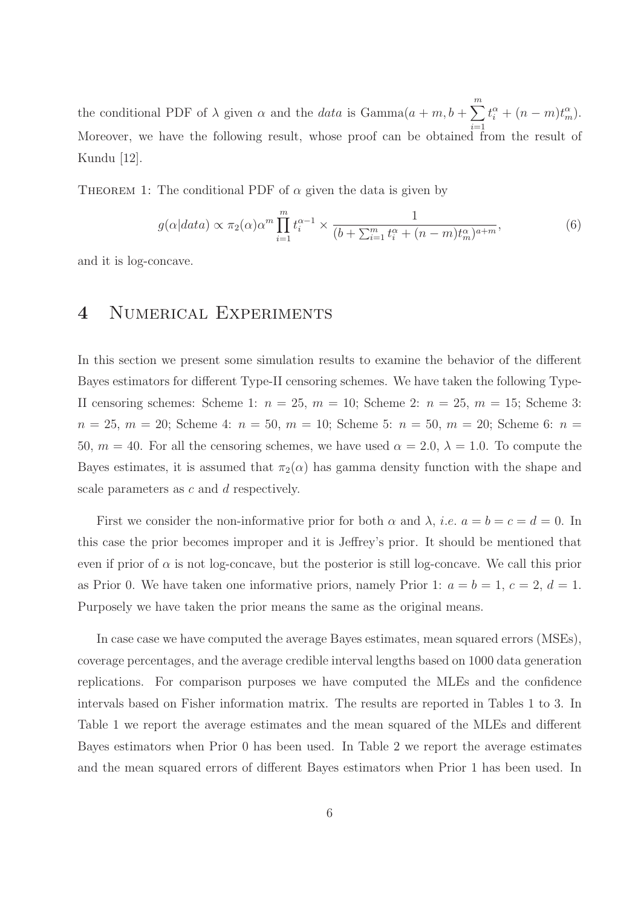the conditional PDF of $\lambda$ given $\alpha$ and the *data* is Gamma$(a+m, b+\sum_{i=1}^{m} t_i^{\alpha}+(n-m)t_m^{\alpha})$. Moreover, we have the following result, whose proof can be obtained from the result of Kundu [12].

Theorem 1: The conditional PDF of $\alpha$ given the data is given by

$$g(\alpha|data) \propto \pi_2(\alpha)\alpha^m \prod_{i=1}^{m} t_i^{\alpha-1} \times \frac{1}{(b+\sum_{i=1}^{m} t_i^{\alpha}+(n-m)t_m^{\alpha})^{a+m}}, \tag{6}$$

and it is log-concave.

# 4 Numerical Experiments

In this section we present some simulation results to examine the behavior of the different Bayes estimators for different Type-II censoring schemes. We have taken the following Type-II censoring schemes: Scheme 1: $n = 25$, $m = 10$; Scheme 2: $n = 25$, $m = 15$; Scheme 3: $n = 25$, $m = 20$; Scheme 4: $n = 50$, $m = 10$; Scheme 5: $n = 50$, $m = 20$; Scheme 6: $n = 50$, $m = 40$. For all the censoring schemes, we have used $\alpha = 2.0$, $\lambda = 1.0$. To compute the Bayes estimates, it is assumed that $\pi_2(\alpha)$ has gamma density function with the shape and scale parameters as $c$ and $d$ respectively.

First we consider the non-informative prior for both $\alpha$ and $\lambda$, *i.e.* $a = b = c = d = 0$. In this case the prior becomes improper and it is Jeffrey's prior. It should be mentioned that even if prior of $\alpha$ is not log-concave, but the posterior is still log-concave. We call this prior as Prior 0. We have taken one informative priors, namely Prior 1: $a = b = 1$, $c = 2$, $d = 1$. Purposely we have taken the prior means the same as the original means.

In case case we have computed the average Bayes estimates, mean squared errors (MSEs), coverage percentages, and the average credible interval lengths based on 1000 data generation replications. For comparison purposes we have computed the MLEs and the confidence intervals based on Fisher information matrix. The results are reported in Tables 1 to 3. In Table 1 we report the average estimates and the mean squared of the MLEs and different Bayes estimators when Prior 0 has been used. In Table 2 we report the average estimates and the mean squared errors of different Bayes estimators when Prior 1 has been used. In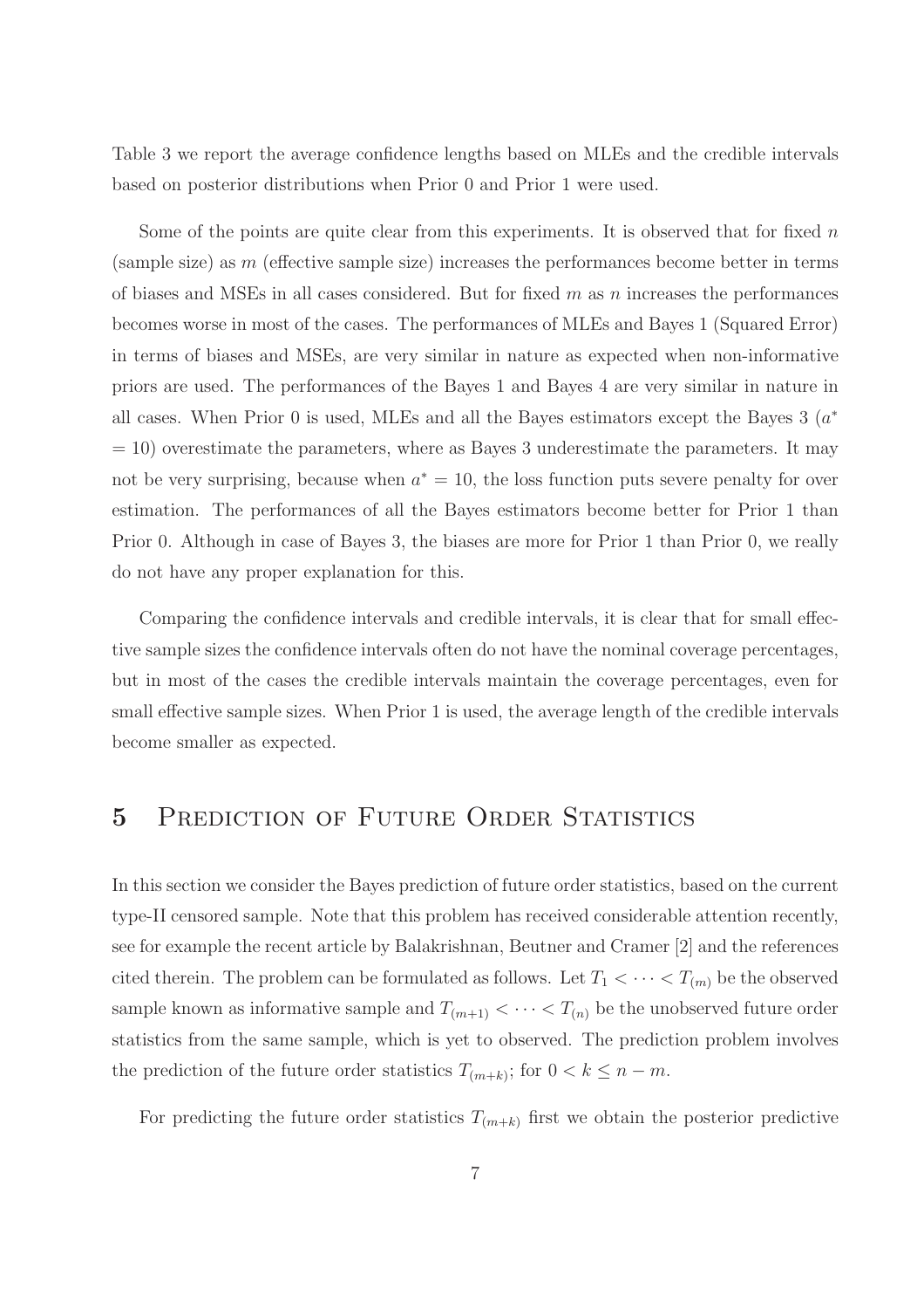Table 3 we report the average confidence lengths based on MLEs and the credible intervals based on posterior distributions when Prior 0 and Prior 1 were used.

Some of the points are quite clear from this experiments. It is observed that for fixed $n$ (sample size) as $m$ (effective sample size) increases the performances become better in terms of biases and MSEs in all cases considered. But for fixed $m$ as $n$ increases the performances becomes worse in most of the cases. The performances of MLEs and Bayes 1 (Squared Error) in terms of biases and MSEs, are very similar in nature as expected when non-informative priors are used. The performances of the Bayes 1 and Bayes 4 are very similar in nature in all cases. When Prior 0 is used, MLEs and all the Bayes estimators except the Bayes 3 ($a^* = 10$) overestimate the parameters, where as Bayes 3 underestimate the parameters. It may not be very surprising, because when $a^* = 10$, the loss function puts severe penalty for over estimation. The performances of all the Bayes estimators become better for Prior 1 than Prior 0. Although in case of Bayes 3, the biases are more for Prior 1 than Prior 0, we really do not have any proper explanation for this.

Comparing the confidence intervals and credible intervals, it is clear that for small effective sample sizes the confidence intervals often do not have the nominal coverage percentages, but in most of the cases the credible intervals maintain the coverage percentages, even for small effective sample sizes. When Prior 1 is used, the average length of the credible intervals become smaller as expected.

# 5 Prediction of Future Order Statistics

In this section we consider the Bayes prediction of future order statistics, based on the current type-II censored sample. Note that this problem has received considerable attention recently, see for example the recent article by Balakrishnan, Beutner and Cramer [2] and the references cited therein. The problem can be formulated as follows. Let $T_1 < \cdots < T_{(m)}$ be the observed sample known as informative sample and $T_{(m+1)} < \cdots < T_{(n)}$ be the unobserved future order statistics from the same sample, which is yet to observed. The prediction problem involves the prediction of the future order statistics $T_{(m+k)}$; for $0 < k \leq n - m$.

For predicting the future order statistics $T_{(m+k)}$ first we obtain the posterior predictive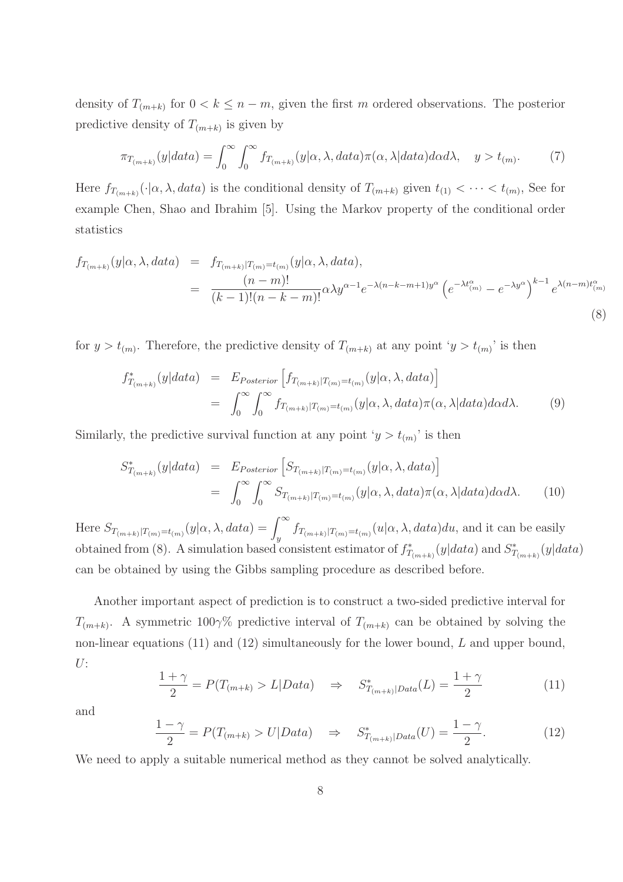density of $T_{(m+k)}$ for $0 < k \leq n - m$, given the first $m$ ordered observations. The posterior predictive density of $T_{(m+k)}$ is given by

$$\pi_{T_{(m+k)}}(y|data) = \int_0^\infty \int_0^\infty f_{T_{(m+k)}}(y|\alpha, \lambda, data)\pi(\alpha, \lambda|data)d\alpha d\lambda, \quad y > t_{(m)}. \tag{7}$$

Here $f_{T_{(m+k)}}(\cdot|\alpha, \lambda, data)$ is the conditional density of $T_{(m+k)}$ given $t_{(1)} < \cdots < t_{(m)}$, See for example Chen, Shao and Ibrahim [5]. Using the Markov property of the conditional order statistics

$$\begin{aligned} f_{T_{(m+k)}}(y|\alpha, \lambda, data) &= f_{T_{(m+k)}|T_{(m)}=t_{(m)}}(y|\alpha, \lambda, data), \\ &= \frac{(n-m)!}{(k-1)!(n-k-m)!}\alpha\lambda y^{\alpha-1}e^{-\lambda(n-k-m+1)y^\alpha}\left(e^{-\lambda t_{(m)}^\alpha} - e^{-\lambda y^\alpha}\right)^{k-1}e^{\lambda(n-m)t_{(m)}^\alpha} \end{aligned} \tag{8}$$

for $y > t_{(m)}$. Therefore, the predictive density of $T_{(m+k)}$ at any point '$y > t_{(m)}$' is then

$$\begin{aligned} f^*_{T_{(m+k)}}(y|data) &= E_{Posterior}\left[f_{T_{(m+k)}|T_{(m)}=t_{(m)}}(y|\alpha, \lambda, data)\right] \\ &= \int_0^\infty \int_0^\infty f_{T_{(m+k)}|T_{(m)}=t_{(m)}}(y|\alpha, \lambda, data)\pi(\alpha, \lambda|data)d\alpha d\lambda. \end{aligned} \tag{9}$$

Similarly, the predictive survival function at any point '$y > t_{(m)}$' is then

$$\begin{aligned} S^*_{T_{(m+k)}}(y|data) &= E_{Posterior}\left[S_{T_{(m+k)}|T_{(m)}=t_{(m)}}(y|\alpha, \lambda, data)\right] \\ &= \int_0^\infty \int_0^\infty S_{T_{(m+k)}|T_{(m)}=t_{(m)}}(y|\alpha, \lambda, data)\pi(\alpha, \lambda|data)d\alpha d\lambda. \end{aligned} \tag{10}$$

Here $S_{T_{(m+k)}|T_{(m)}=t_{(m)}}(y|\alpha, \lambda, data) = \int_y^\infty f_{T_{(m+k)}|T_{(m)}=t_{(m)}}(u|\alpha, \lambda, data)du$, and it can be easily obtained from (8). A simulation based consistent estimator of $f^*_{T_{(m+k)}}(y|data)$ and $S^*_{T_{(m+k)}}(y|data)$ can be obtained by using the Gibbs sampling procedure as described before.

Another important aspect of prediction is to construct a two-sided predictive interval for $T_{(m+k)}$. A symmetric $100\gamma\%$ predictive interval of $T_{(m+k)}$ can be obtained by solving the non-linear equations (11) and (12) simultaneously for the lower bound, $L$ and upper bound, $U$:

$$\frac{1+\gamma}{2} = P(T_{(m+k)} > L|Data) \quad \Rightarrow \quad S^*_{T_{(m+k)}|Data}(L) = \frac{1+\gamma}{2} \tag{11}$$

and

$$\frac{1-\gamma}{2} = P(T_{(m+k)} > U|Data) \quad \Rightarrow \quad S^*_{T_{(m+k)}|Data}(U) = \frac{1-\gamma}{2}. \tag{12}$$

We need to apply a suitable numerical method as they cannot be solved analytically.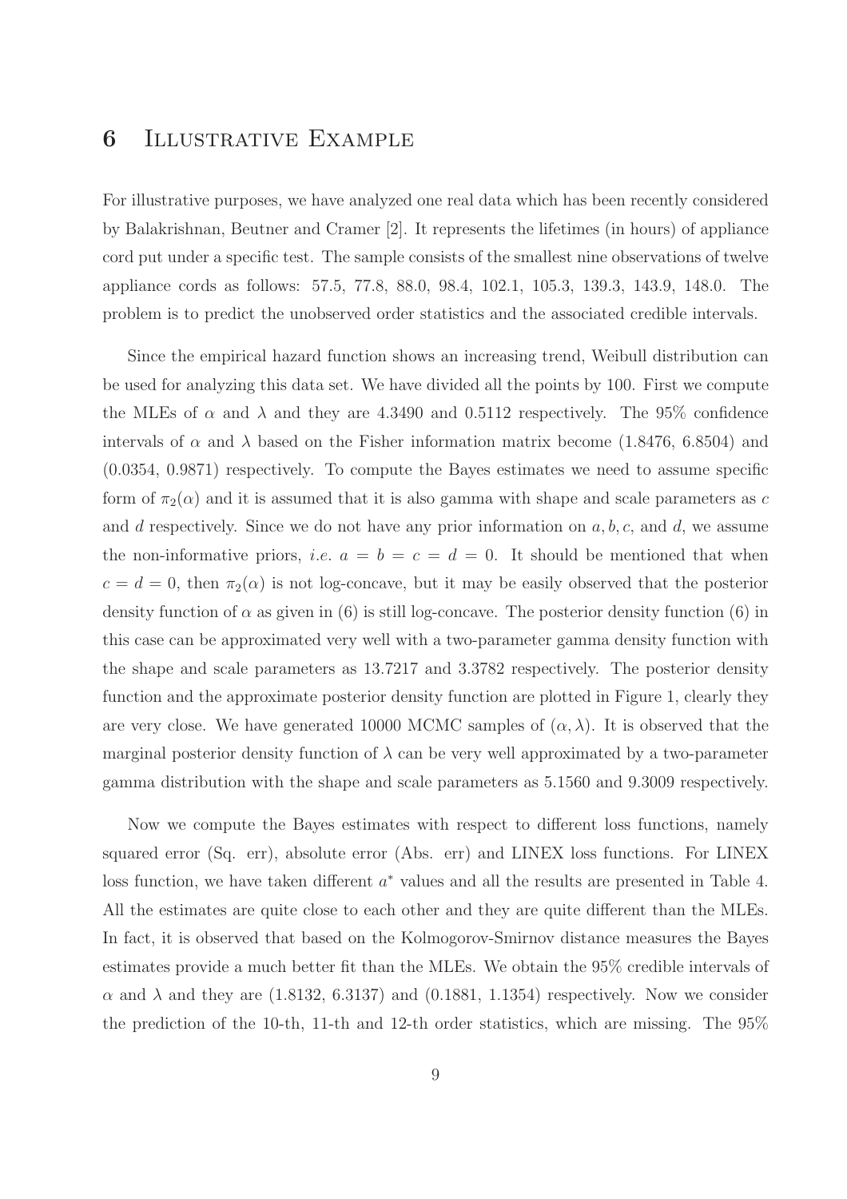## 6 Illustrative Example

For illustrative purposes, we have analyzed one real data which has been recently considered by Balakrishnan, Beutner and Cramer [2]. It represents the lifetimes (in hours) of appliance cord put under a specific test. The sample consists of the smallest nine observations of twelve appliance cords as follows: 57.5, 77.8, 88.0, 98.4, 102.1, 105.3, 139.3, 143.9, 148.0. The problem is to predict the unobserved order statistics and the associated credible intervals.

Since the empirical hazard function shows an increasing trend, Weibull distribution can be used for analyzing this data set. We have divided all the points by 100. First we compute the MLEs of $\alpha$ and $\lambda$ and they are 4.3490 and 0.5112 respectively. The 95% confidence intervals of $\alpha$ and $\lambda$ based on the Fisher information matrix become (1.8476, 6.8504) and (0.0354, 0.9871) respectively. To compute the Bayes estimates we need to assume specific form of $\pi_2(\alpha)$ and it is assumed that it is also gamma with shape and scale parameters as $c$ and $d$ respectively. Since we do not have any prior information on $a, b, c$, and $d$, we assume the non-informative priors, *i.e.* $a = b = c = d = 0$. It should be mentioned that when $c = d = 0$, then $\pi_2(\alpha)$ is not log-concave, but it may be easily observed that the posterior density function of $\alpha$ as given in (6) is still log-concave. The posterior density function (6) in this case can be approximated very well with a two-parameter gamma density function with the shape and scale parameters as 13.7217 and 3.3782 respectively. The posterior density function and the approximate posterior density function are plotted in Figure 1, clearly they are very close. We have generated 10000 MCMC samples of $(\alpha, \lambda)$. It is observed that the marginal posterior density function of $\lambda$ can be very well approximated by a two-parameter gamma distribution with the shape and scale parameters as 5.1560 and 9.3009 respectively.

Now we compute the Bayes estimates with respect to different loss functions, namely squared error (Sq. err), absolute error (Abs. err) and LINEX loss functions. For LINEX loss function, we have taken different $a^*$ values and all the results are presented in Table 4. All the estimates are quite close to each other and they are quite different than the MLEs. In fact, it is observed that based on the Kolmogorov-Smirnov distance measures the Bayes estimates provide a much better fit than the MLEs. We obtain the 95% credible intervals of $\alpha$ and $\lambda$ and they are (1.8132, 6.3137) and (0.1881, 1.1354) respectively. Now we consider the prediction of the 10-th, 11-th and 12-th order statistics, which are missing. The 95%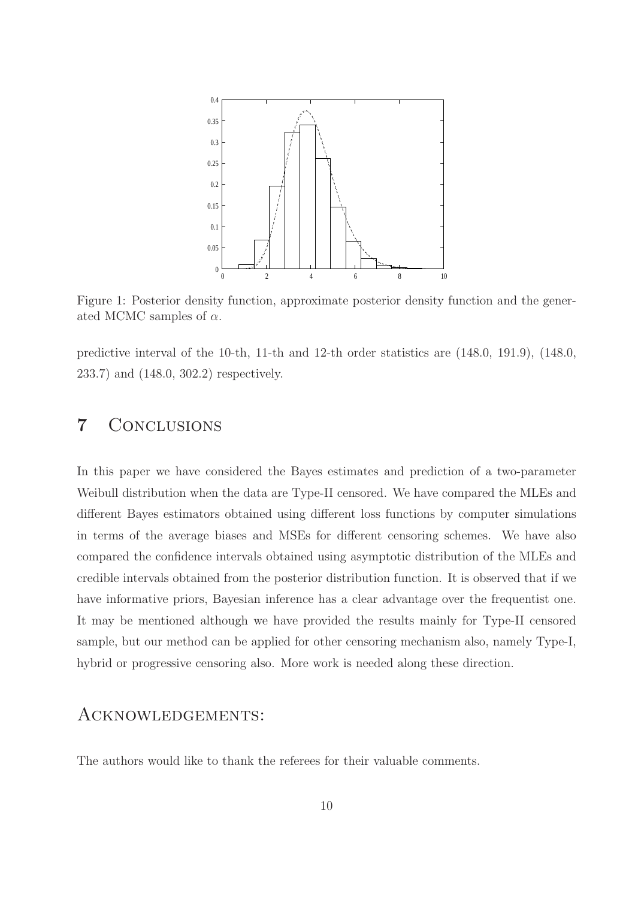Figure 1: Posterior density function, approximate posterior density function and the generated MCMC samples of $\alpha$.

predictive interval of the 10-th, 11-th and 12-th order statistics are (148.0, 191.9), (148.0, 233.7) and (148.0, 302.2) respectively.

# 7 Conclusions

In this paper we have considered the Bayes estimates and prediction of a two-parameter Weibull distribution when the data are Type-II censored. We have compared the MLEs and different Bayes estimators obtained using different loss functions by computer simulations in terms of the average biases and MSEs for different censoring schemes. We have also compared the confidence intervals obtained using asymptotic distribution of the MLEs and credible intervals obtained from the posterior distribution function. It is observed that if we have informative priors, Bayesian inference has a clear advantage over the frequentist one. It may be mentioned although we have provided the results mainly for Type-II censored sample, but our method can be applied for other censoring mechanism also, namely Type-I, hybrid or progressive censoring also. More work is needed along these direction.

# Acknowledgements:

The authors would like to thank the referees for their valuable comments.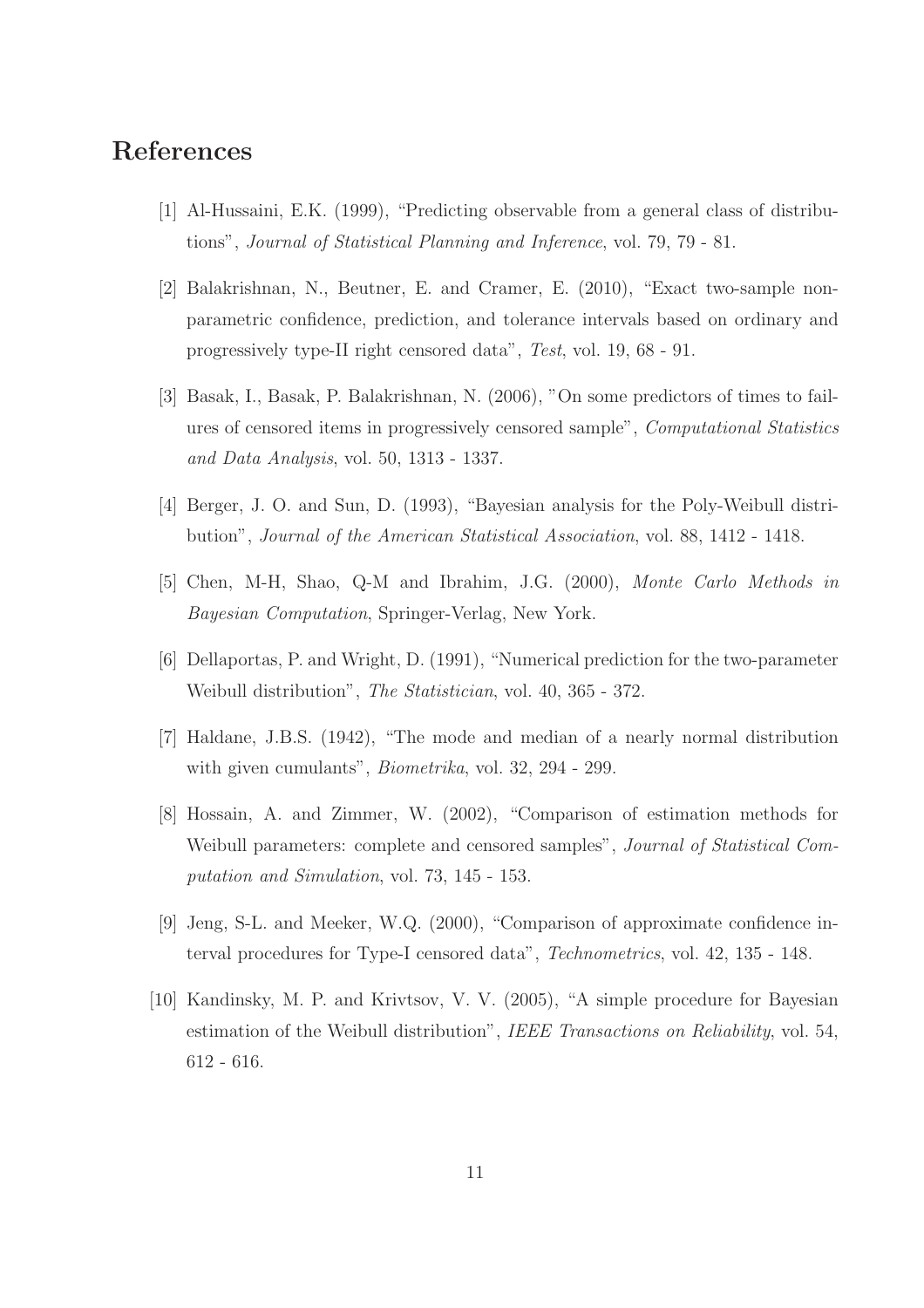# References

[1] Al-Hussaini, E.K. (1999), "Predicting observable from a general class of distributions", *Journal of Statistical Planning and Inference*, vol. 79, 79 - 81.

[2] Balakrishnan, N., Beutner, E. and Cramer, E. (2010), "Exact two-sample nonparametric confidence, prediction, and tolerance intervals based on ordinary and progressively type-II right censored data", *Test*, vol. 19, 68 - 91.

[3] Basak, I., Basak, P. Balakrishnan, N. (2006), "On some predictors of times to failures of censored items in progressively censored sample", *Computational Statistics and Data Analysis*, vol. 50, 1313 - 1337.

[4] Berger, J. O. and Sun, D. (1993), "Bayesian analysis for the Poly-Weibull distribution", *Journal of the American Statistical Association*, vol. 88, 1412 - 1418.

[5] Chen, M-H, Shao, Q-M and Ibrahim, J.G. (2000), *Monte Carlo Methods in Bayesian Computation*, Springer-Verlag, New York.

[6] Dellaportas, P. and Wright, D. (1991), "Numerical prediction for the two-parameter Weibull distribution", *The Statistician*, vol. 40, 365 - 372.

[7] Haldane, J.B.S. (1942), "The mode and median of a nearly normal distribution with given cumulants", *Biometrika*, vol. 32, 294 - 299.

[8] Hossain, A. and Zimmer, W. (2002), "Comparison of estimation methods for Weibull parameters: complete and censored samples", *Journal of Statistical Computation and Simulation*, vol. 73, 145 - 153.

[9] Jeng, S-L. and Meeker, W.Q. (2000), "Comparison of approximate confidence interval procedures for Type-I censored data", *Technometrics*, vol. 42, 135 - 148.

[10] Kandinsky, M. P. and Krivtsov, V. V. (2005), "A simple procedure for Bayesian estimation of the Weibull distribution", *IEEE Transactions on Reliability*, vol. 54, 612 - 616.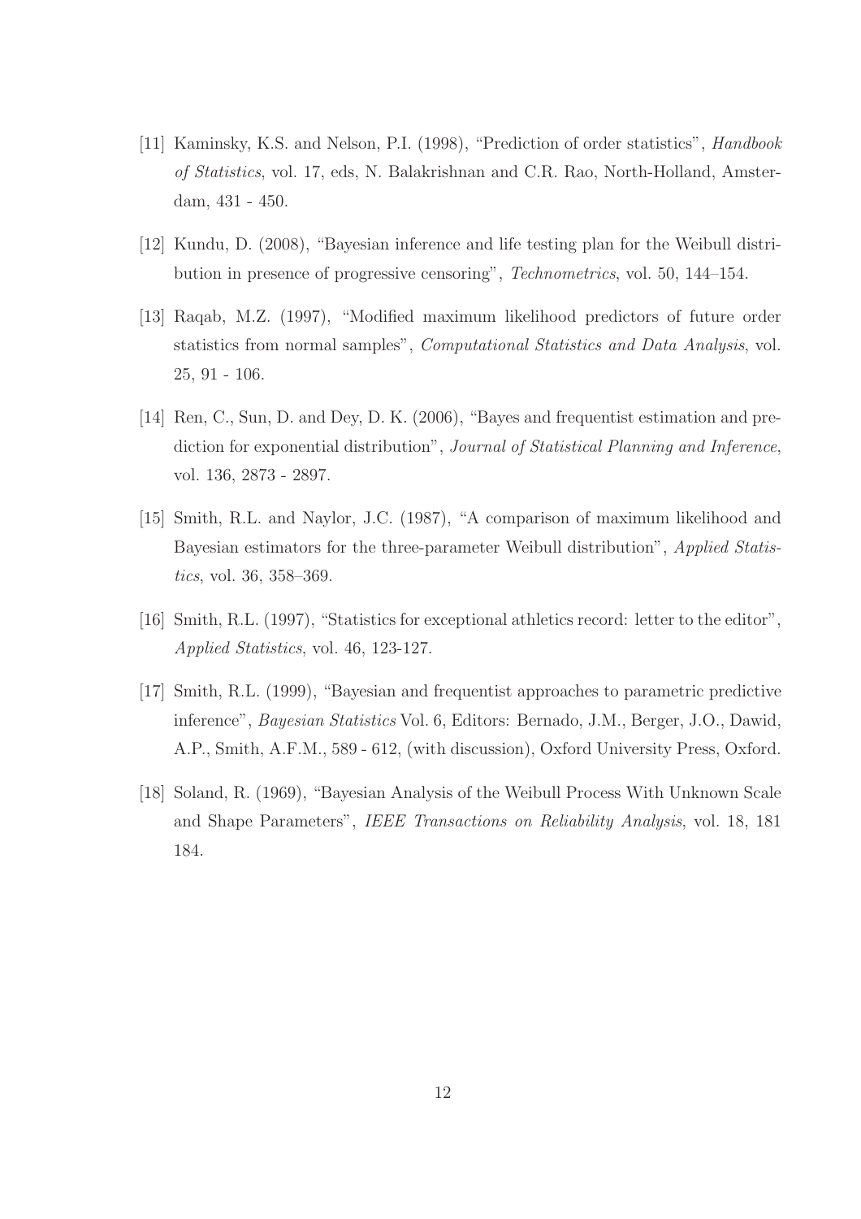[11] Kaminsky, K.S. and Nelson, P.I. (1998), "Prediction of order statistics", *Handbook of Statistics*, vol. 17, eds, N. Balakrishnan and C.R. Rao, North-Holland, Amsterdam, 431 - 450.

[12] Kundu, D. (2008), "Bayesian inference and life testing plan for the Weibull distribution in presence of progressive censoring", *Technometrics*, vol. 50, 144–154.

[13] Raqab, M.Z. (1997), "Modified maximum likelihood predictors of future order statistics from normal samples", *Computational Statistics and Data Analysis*, vol. 25, 91 - 106.

[14] Ren, C., Sun, D. and Dey, D. K. (2006), "Bayes and frequentist estimation and prediction for exponential distribution", *Journal of Statistical Planning and Inference*, vol. 136, 2873 - 2897.

[15] Smith, R.L. and Naylor, J.C. (1987), "A comparison of maximum likelihood and Bayesian estimators for the three-parameter Weibull distribution", *Applied Statistics*, vol. 36, 358–369.

[16] Smith, R.L. (1997), "Statistics for exceptional athletics record: letter to the editor", *Applied Statistics*, vol. 46, 123-127.

[17] Smith, R.L. (1999), "Bayesian and frequentist approaches to parametric predictive inference", *Bayesian Statistics* Vol. 6, Editors: Bernado, J.M., Berger, J.O., Dawid, A.P., Smith, A.F.M., 589 - 612, (with discussion), Oxford University Press, Oxford.

[18] Soland, R. (1969), "Bayesian Analysis of the Weibull Process With Unknown Scale and Shape Parameters", *IEEE Transactions on Reliability Analysis*, vol. 18, 181 184.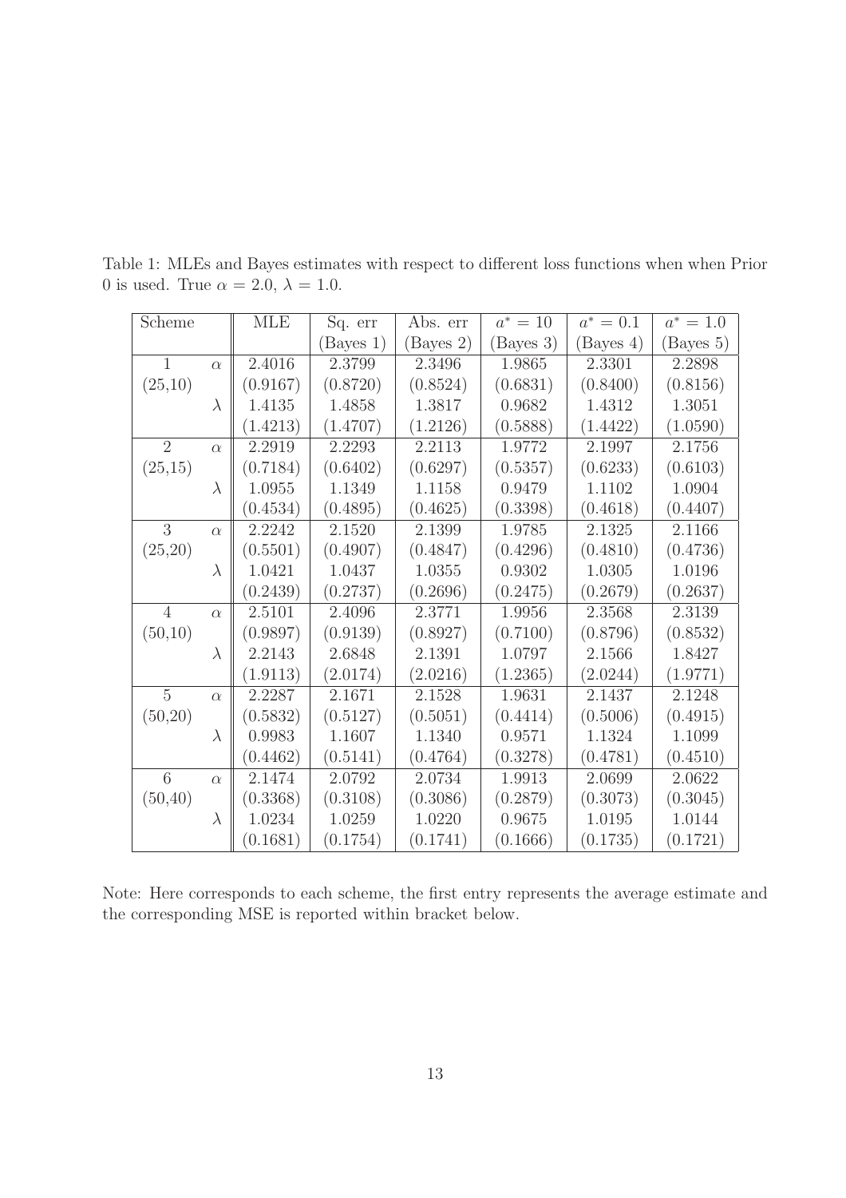Table 1: MLEs and Bayes estimates with respect to different loss functions when when Prior 0 is used. True $\alpha = 2.0$, $\lambda = 1.0$.

| Scheme | | MLE | Sq. err (Bayes 1) | Abs. err (Bayes 2) | $a^* = 10$ (Bayes 3) | $a^* = 0.1$ (Bayes 4) | $a^* = 1.0$ (Bayes 5) |
|---|---|---|---|---|---|---|---|
| 1 | $\alpha$ | 2.4016 | 2.3799 | 2.3496 | 1.9865 | 2.3301 | 2.2898 |
| (25,10) | | (0.9167) | (0.8720) | (0.8524) | (0.6831) | (0.8400) | (0.8156) |
| | $\lambda$ | 1.4135 | 1.4858 | 1.3817 | 0.9682 | 1.4312 | 1.3051 |
| | | (1.4213) | (1.4707) | (1.2126) | (0.5888) | (1.4422) | (1.0590) |
| 2 | $\alpha$ | 2.2919 | 2.2293 | 2.2113 | 1.9772 | 2.1997 | 2.1756 |
| (25,15) | | (0.7184) | (0.6402) | (0.6297) | (0.5357) | (0.6233) | (0.6103) |
| | $\lambda$ | 1.0955 | 1.1349 | 1.1158 | 0.9479 | 1.1102 | 1.0904 |
| | | (0.4534) | (0.4895) | (0.4625) | (0.3398) | (0.4618) | (0.4407) |
| 3 | $\alpha$ | 2.2242 | 2.1520 | 2.1399 | 1.9785 | 2.1325 | 2.1166 |
| (25,20) | | (0.5501) | (0.4907) | (0.4847) | (0.4296) | (0.4810) | (0.4736) |
| | $\lambda$ | 1.0421 | 1.0437 | 1.0355 | 0.9302 | 1.0305 | 1.0196 |
| | | (0.2439) | (0.2737) | (0.2696) | (0.2475) | (0.2679) | (0.2637) |
| 4 | $\alpha$ | 2.5101 | 2.4096 | 2.3771 | 1.9956 | 2.3568 | 2.3139 |
| (50,10) | | (0.9897) | (0.9139) | (0.8927) | (0.7100) | (0.8796) | (0.8532) |
| | $\lambda$ | 2.2143 | 2.6848 | 2.1391 | 1.0797 | 2.1566 | 1.8427 |
| | | (1.9113) | (2.0174) | (2.0216) | (1.2365) | (2.0244) | (1.9771) |
| 5 | $\alpha$ | 2.2287 | 2.1671 | 2.1528 | 1.9631 | 2.1437 | 2.1248 |
| (50,20) | | (0.5832) | (0.5127) | (0.5051) | (0.4414) | (0.5006) | (0.4915) |
| | $\lambda$ | 0.9983 | 1.1607 | 1.1340 | 0.9571 | 1.1324 | 1.1099 |
| | | (0.4462) | (0.5141) | (0.4764) | (0.3278) | (0.4781) | (0.4510) |
| 6 | $\alpha$ | 2.1474 | 2.0792 | 2.0734 | 1.9913 | 2.0699 | 2.0622 |
| (50,40) | | (0.3368) | (0.3108) | (0.3086) | (0.2879) | (0.3073) | (0.3045) |
| | $\lambda$ | 1.0234 | 1.0259 | 1.0220 | 0.9675 | 1.0195 | 1.0144 |
| | | (0.1681) | (0.1754) | (0.1741) | (0.1666) | (0.1735) | (0.1721) |

Note: Here corresponds to each scheme, the first entry represents the average estimate and the corresponding MSE is reported within bracket below.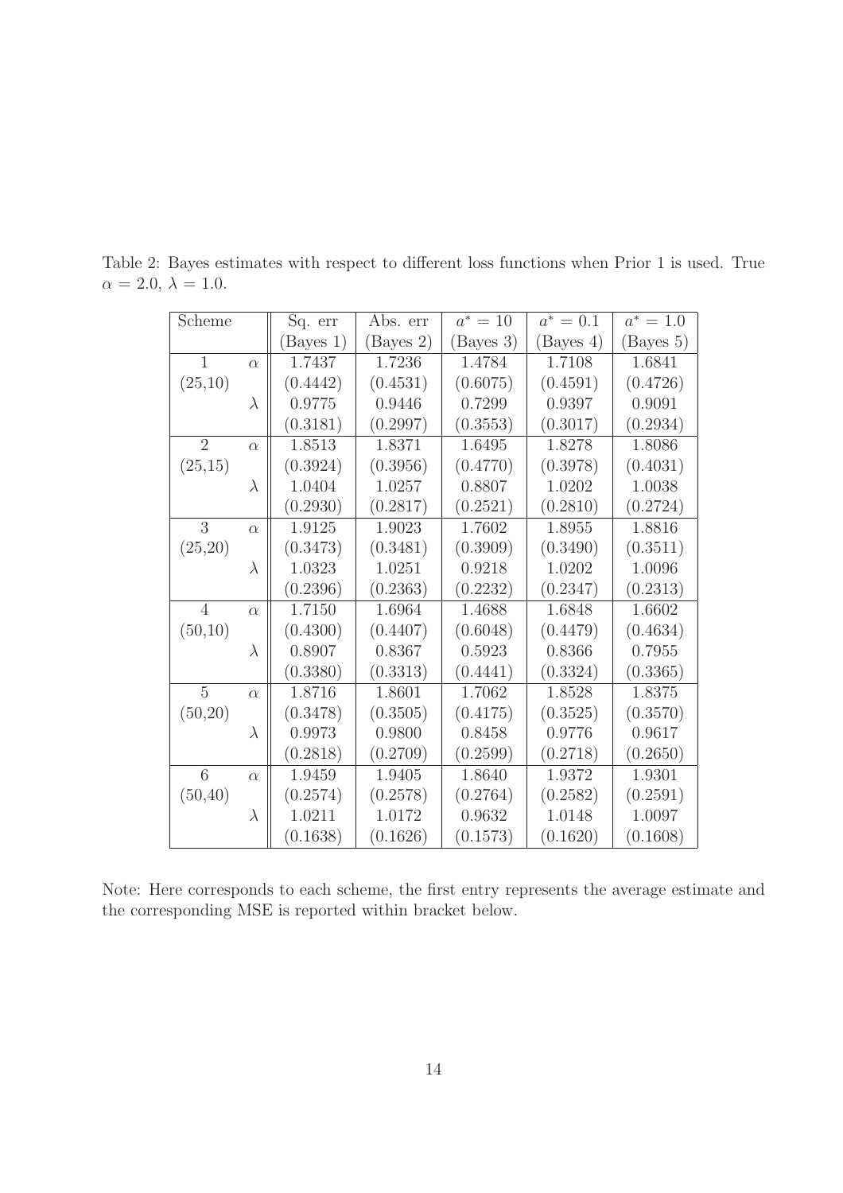Table 2: Bayes estimates with respect to different loss functions when Prior 1 is used. True $\alpha = 2.0$, $\lambda = 1.0$.

| Scheme | | Sq. err (Bayes 1) | Abs. err (Bayes 2) | $a^* = 10$ (Bayes 3) | $a^* = 0.1$ (Bayes 4) | $a^* = 1.0$ (Bayes 5) |
|---|---|---|---|---|---|---|
| 1 | $\alpha$ | 1.7437 | 1.7236 | 1.4784 | 1.7108 | 1.6841 |
| (25,10) | | (0.4442) | (0.4531) | (0.6075) | (0.4591) | (0.4726) |
| | $\lambda$ | 0.9775 | 0.9446 | 0.7299 | 0.9397 | 0.9091 |
| | | (0.3181) | (0.2997) | (0.3553) | (0.3017) | (0.2934) |
| 2 | $\alpha$ | 1.8513 | 1.8371 | 1.6495 | 1.8278 | 1.8086 |
| (25,15) | | (0.3924) | (0.3956) | (0.4770) | (0.3978) | (0.4031) |
| | $\lambda$ | 1.0404 | 1.0257 | 0.8807 | 1.0202 | 1.0038 |
| | | (0.2930) | (0.2817) | (0.2521) | (0.2810) | (0.2724) |
| 3 | $\alpha$ | 1.9125 | 1.9023 | 1.7602 | 1.8955 | 1.8816 |
| (25,20) | | (0.3473) | (0.3481) | (0.3909) | (0.3490) | (0.3511) |
| | $\lambda$ | 1.0323 | 1.0251 | 0.9218 | 1.0202 | 1.0096 |
| | | (0.2396) | (0.2363) | (0.2232) | (0.2347) | (0.2313) |
| 4 | $\alpha$ | 1.7150 | 1.6964 | 1.4688 | 1.6848 | 1.6602 |
| (50,10) | | (0.4300) | (0.4407) | (0.6048) | (0.4479) | (0.4634) |
| | $\lambda$ | 0.8907 | 0.8367 | 0.5923 | 0.8366 | 0.7955 |
| | | (0.3380) | (0.3313) | (0.4441) | (0.3324) | (0.3365) |
| 5 | $\alpha$ | 1.8716 | 1.8601 | 1.7062 | 1.8528 | 1.8375 |
| (50,20) | | (0.3478) | (0.3505) | (0.4175) | (0.3525) | (0.3570) |
| | $\lambda$ | 0.9973 | 0.9800 | 0.8458 | 0.9776 | 0.9617 |
| | | (0.2818) | (0.2709) | (0.2599) | (0.2718) | (0.2650) |
| 6 | $\alpha$ | 1.9459 | 1.9405 | 1.8640 | 1.9372 | 1.9301 |
| (50,40) | | (0.2574) | (0.2578) | (0.2764) | (0.2582) | (0.2591) |
| | $\lambda$ | 1.0211 | 1.0172 | 0.9632 | 1.0148 | 1.0097 |
| | | (0.1638) | (0.1626) | (0.1573) | (0.1620) | (0.1608) |

Note: Here corresponds to each scheme, the first entry represents the average estimate and the corresponding MSE is reported within bracket below.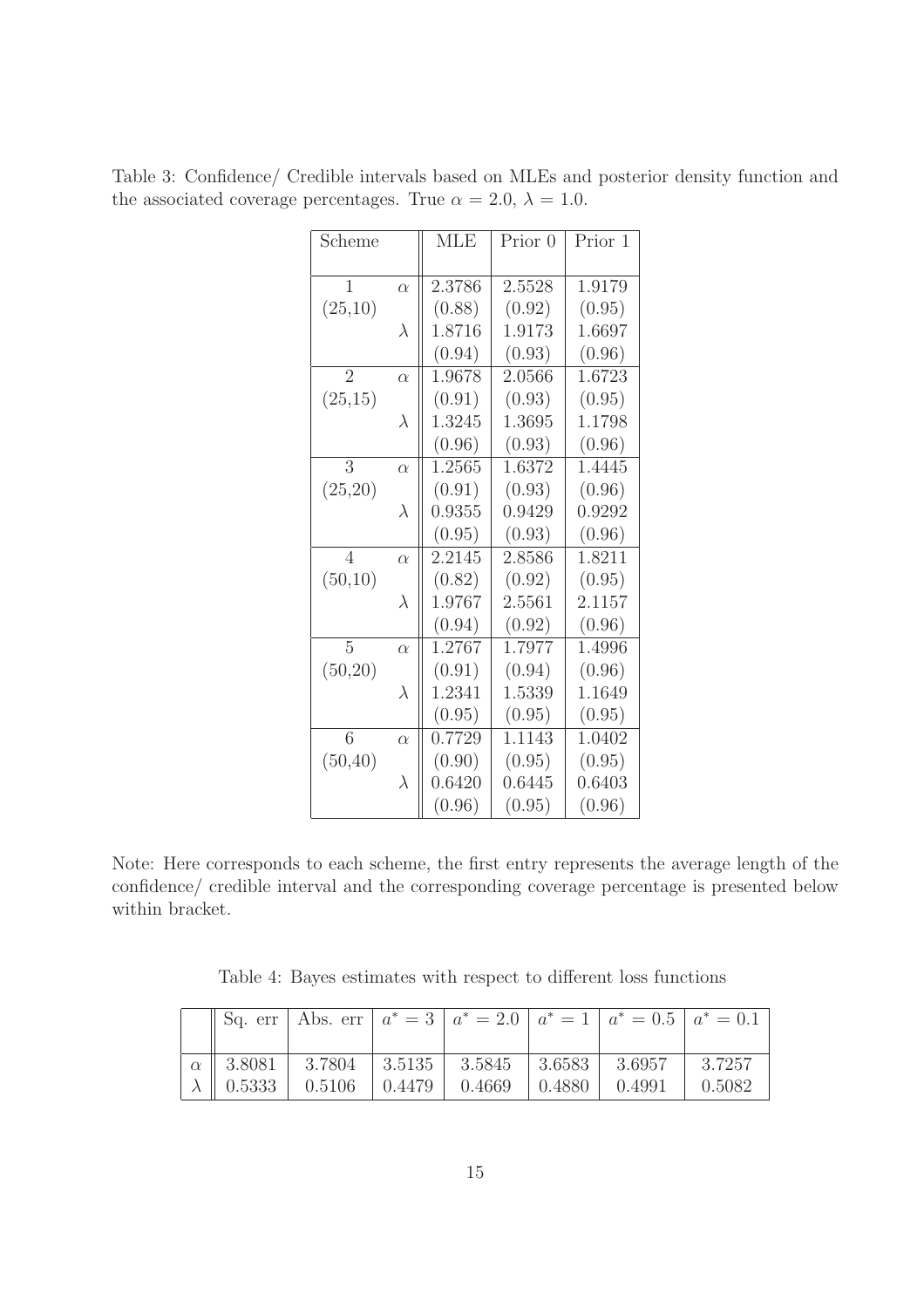Table 3: Confidence/ Credible intervals based on MLEs and posterior density function and the associated coverage percentages. True $\alpha = 2.0$, $\lambda = 1.0$.

| Scheme | | MLE | Prior 0 | Prior 1 |
|---|---|---|---|---|
| 1 | $\alpha$ | 2.3786 | 2.5528 | 1.9179 |
| (25,10) | | (0.88) | (0.92) | (0.95) |
| | $\lambda$ | 1.8716 | 1.9173 | 1.6697 |
| | | (0.94) | (0.93) | (0.96) |
| 2 | $\alpha$ | 1.9678 | 2.0566 | 1.6723 |
| (25,15) | | (0.91) | (0.93) | (0.95) |
| | $\lambda$ | 1.3245 | 1.3695 | 1.1798 |
| | | (0.96) | (0.93) | (0.96) |
| 3 | $\alpha$ | 1.2565 | 1.6372 | 1.4445 |
| (25,20) | | (0.91) | (0.93) | (0.96) |
| | $\lambda$ | 0.9355 | 0.9429 | 0.9292 |
| | | (0.95) | (0.93) | (0.96) |
| 4 | $\alpha$ | 2.2145 | 2.8586 | 1.8211 |
| (50,10) | | (0.82) | (0.92) | (0.95) |
| | $\lambda$ | 1.9767 | 2.5561 | 2.1157 |
| | | (0.94) | (0.92) | (0.96) |
| 5 | $\alpha$ | 1.2767 | 1.7977 | 1.4996 |
| (50,20) | | (0.91) | (0.94) | (0.96) |
| | $\lambda$ | 1.2341 | 1.5339 | 1.1649 |
| | | (0.95) | (0.95) | (0.95) |
| 6 | $\alpha$ | 0.7729 | 1.1143 | 1.0402 |
| (50,40) | | (0.90) | (0.95) | (0.95) |
| | $\lambda$ | 0.6420 | 0.6445 | 0.6403 |
| | | (0.96) | (0.95) | (0.96) |

Note: Here corresponds to each scheme, the first entry represents the average length of the confidence/ credible interval and the corresponding coverage percentage is presented below within bracket.

Table 4: Bayes estimates with respect to different loss functions

| | Sq. err | Abs. err | $a^* = 3$ | $a^* = 2.0$ | $a^* = 1$ | $a^* = 0.5$ | $a^* = 0.1$ |
|---|---|---|---|---|---|---|---|
| $\alpha$ | 3.8081 | 3.7804 | 3.5135 | 3.5845 | 3.6583 | 3.6957 | 3.7257 |
| $\lambda$ | 0.5333 | 0.5106 | 0.4479 | 0.4669 | 0.4880 | 0.4991 | 0.5082 |